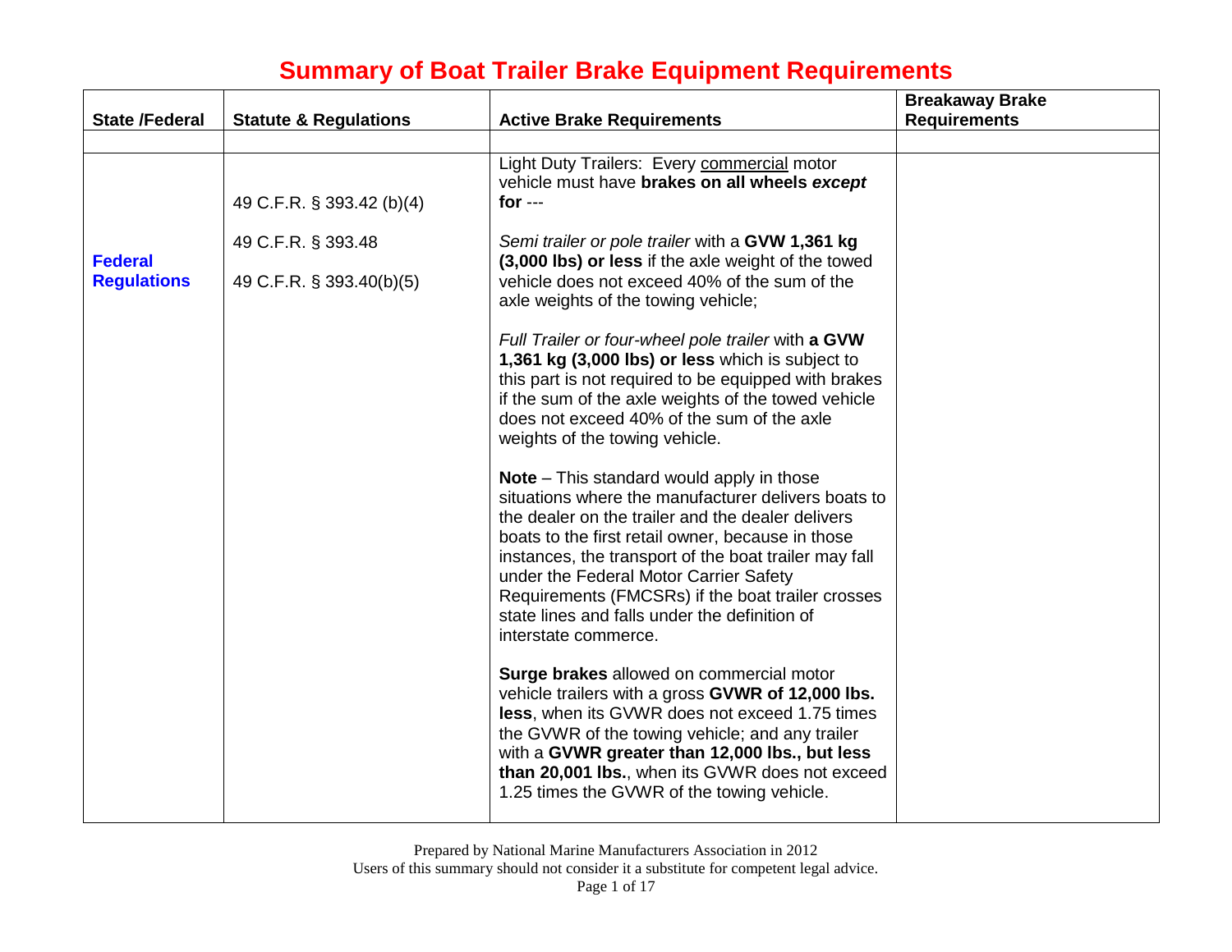# Summary of Boat Trailer Brake Equipment Requirements

| State /Federal | Statute & Regulations | Active Brake Requirements | Breakaway Brake Requirements |
|---|---|---|---|
| | | | |
| **Federal Regulations** | 49 C.F.R. § 393.42 (b)(4)<br><br>49 C.F.R. § 393.48<br><br>49 C.F.R. § 393.40(b)(5) | Light Duty Trailers: Every <u>commercial</u> motor vehicle must have **brakes on all wheels *except* for** ---<br><br>*Semi trailer or pole trailer* with a **GVW 1,361 kg (3,000 lbs) or less** if the axle weight of the towed vehicle does not exceed 40% of the sum of the axle weights of the towing vehicle;<br><br>*Full Trailer or four-wheel pole trailer* with **a GVW 1,361 kg (3,000 lbs) or less** which is subject to this part is not required to be equipped with brakes if the sum of the axle weights of the towed vehicle does not exceed 40% of the sum of the axle weights of the towing vehicle.<br><br>**Note** – This standard would apply in those situations where the manufacturer delivers boats to the dealer on the trailer and the dealer delivers boats to the first retail owner, because in those instances, the transport of the boat trailer may fall under the Federal Motor Carrier Safety Requirements (FMCSRs) if the boat trailer crosses state lines and falls under the definition of interstate commerce.<br><br>**Surge brakes** allowed on commercial motor vehicle trailers with a gross **GVWR of 12,000 lbs. less**, when its GVWR does not exceed 1.75 times the GVWR of the towing vehicle; and any trailer with a **GVWR greater than 12,000 lbs., but less than 20,001 lbs.**, when its GVWR does not exceed 1.25 times the GVWR of the towing vehicle. | |

Prepared by National Marine Manufacturers Association in 2012
Users of this summary should not consider it a substitute for competent legal advice.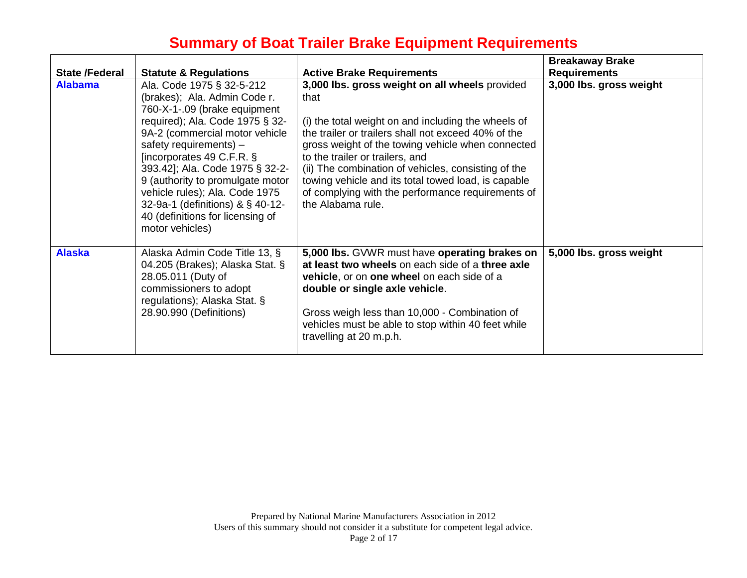# Summary of Boat Trailer Brake Equipment Requirements

| State /Federal | Statute & Regulations | Active Brake Requirements | Breakaway Brake Requirements |
|---|---|---|---|
| **Alabama** | Ala. Code 1975 § 32-5-212 (brakes); Ala. Admin Code r. 760-X-1-.09 (brake equipment required); Ala. Code 1975 § 32-9A-2 (commercial motor vehicle safety requirements) – [incorporates 49 C.F.R. § 393.42]; Ala. Code 1975 § 32-2-9 (authority to promulgate motor vehicle rules); Ala. Code 1975 32-9a-1 (definitions) & § 40-12-40 (definitions for licensing of motor vehicles) | **3,000 lbs. gross weight on all wheels** provided that<br><br>(i) the total weight on and including the wheels of the trailer or trailers shall not exceed 40% of the gross weight of the towing vehicle when connected to the trailer or trailers, and<br>(ii) The combination of vehicles, consisting of the towing vehicle and its total towed load, is capable of complying with the performance requirements of the Alabama rule. | **3,000 lbs. gross weight** |
| **Alaska** | Alaska Admin Code Title 13, § 04.205 (Brakes); Alaska Stat. § 28.05.011 (Duty of commissioners to adopt regulations); Alaska Stat. § 28.90.990 (Definitions) | **5,000 lbs.** GVWR must have **operating brakes on at least two wheels** on each side of a **three axle vehicle**, or on **one wheel** on each side of a **double or single axle vehicle**.<br><br>Gross weigh less than 10,000 - Combination of vehicles must be able to stop within 40 feet while travelling at 20 m.p.h. | **5,000 lbs. gross weight** |

Prepared by National Marine Manufacturers Association in 2012
Users of this summary should not consider it a substitute for competent legal advice.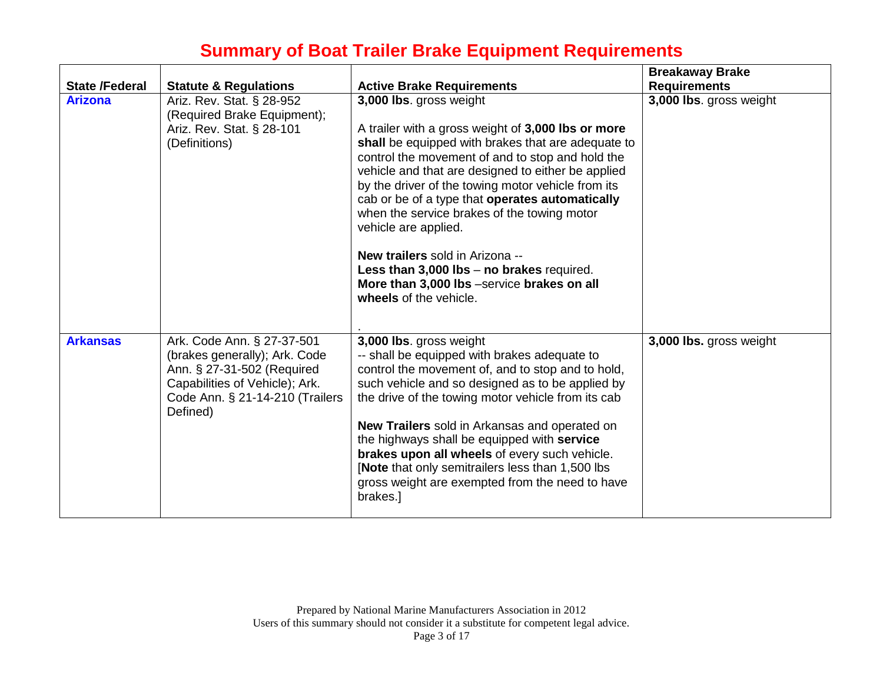# Summary of Boat Trailer Brake Equipment Requirements

| State /Federal | Statute & Regulations | Active Brake Requirements | Breakaway Brake Requirements |
|---|---|---|---|
| **Arizona** | Ariz. Rev. Stat. § 28-952 (Required Brake Equipment); Ariz. Rev. Stat. § 28-101 (Definitions) | **3,000 lbs**. gross weight<br><br>A trailer with a gross weight of **3,000 lbs or more shall** be equipped with brakes that are adequate to control the movement of and to stop and hold the vehicle and that are designed to either be applied by the driver of the towing motor vehicle from its cab or be of a type that **operates automatically** when the service brakes of the towing motor vehicle are applied.<br><br>**New trailers** sold in Arizona --<br>**Less than 3,000 lbs** – **no brakes** required.<br>**More than 3,000 lbs** –service **brakes on all wheels** of the vehicle.<br><br>. | **3,000 lbs**. gross weight |
| **Arkansas** | Ark. Code Ann. § 27-37-501 (brakes generally); Ark. Code Ann. § 27-31-502 (Required Capabilities of Vehicle); Ark. Code Ann. § 21-14-210 (Trailers Defined) | **3,000 lbs**. gross weight<br>-- shall be equipped with brakes adequate to control the movement of, and to stop and to hold, such vehicle and so designed as to be applied by the drive of the towing motor vehicle from its cab<br><br>**New Trailers** sold in Arkansas and operated on the highways shall be equipped with **service brakes upon all wheels** of every such vehicle. [**Note** that only semitrailers less than 1,500 lbs gross weight are exempted from the need to have brakes.] | **3,000 lbs.** gross weight |

Prepared by National Marine Manufacturers Association in 2012
Users of this summary should not consider it a substitute for competent legal advice.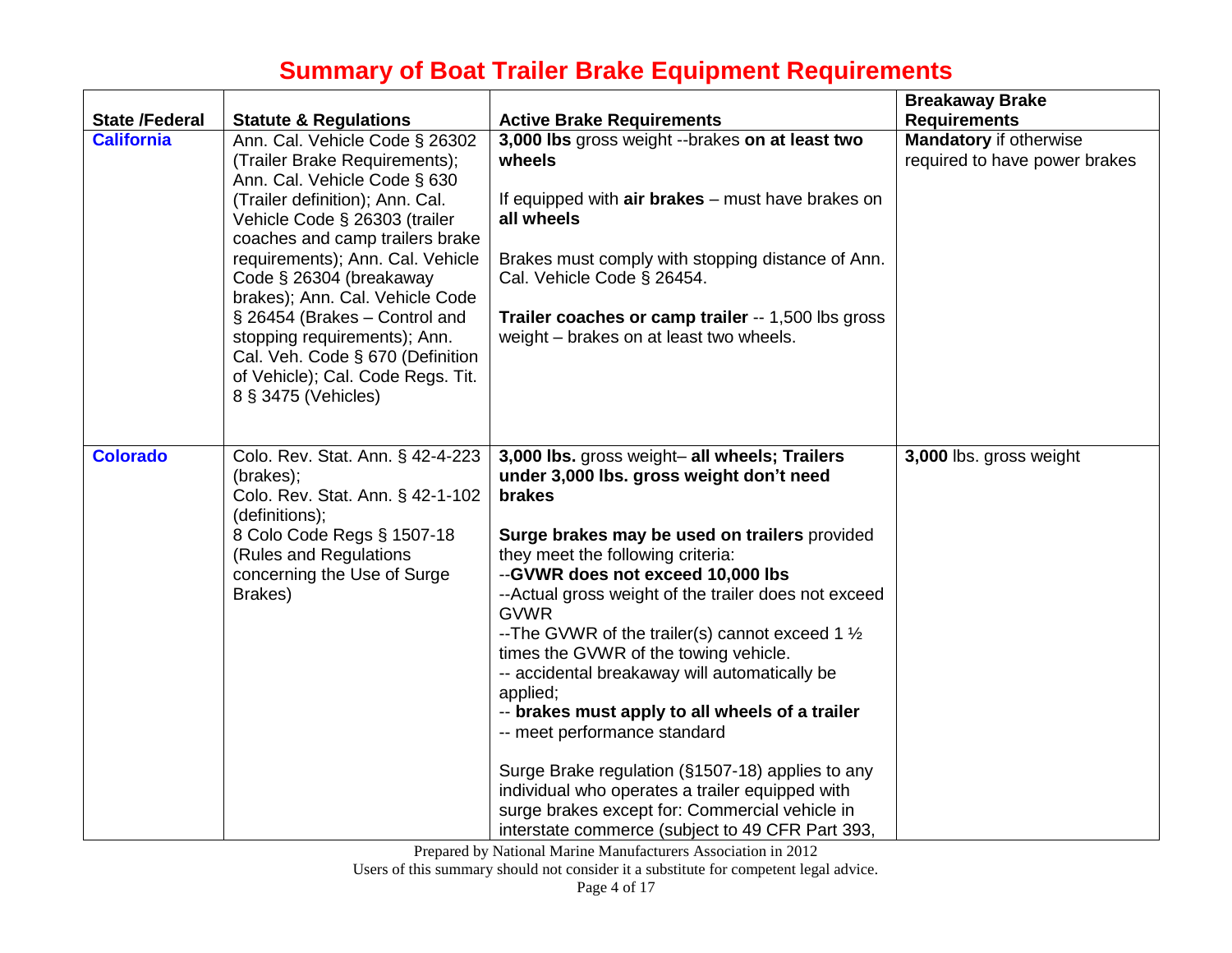# Summary of Boat Trailer Brake Equipment Requirements

| State /Federal | Statute & Regulations | Active Brake Requirements | Breakaway Brake Requirements |
|---|---|---|---|
| **California** | Ann. Cal. Vehicle Code § 26302 (Trailer Brake Requirements); Ann. Cal. Vehicle Code § 630 (Trailer definition); Ann. Cal. Vehicle Code § 26303 (trailer coaches and camp trailers brake requirements); Ann. Cal. Vehicle Code § 26304 (breakaway brakes); Ann. Cal. Vehicle Code § 26454 (Brakes – Control and stopping requirements); Ann. Cal. Veh. Code § 670 (Definition of Vehicle); Cal. Code Regs. Tit. 8 § 3475 (Vehicles) | **3,000 lbs** gross weight --brakes **on at least two wheels**<br><br>If equipped with **air brakes** – must have brakes on **all wheels**<br><br>Brakes must comply with stopping distance of Ann. Cal. Vehicle Code § 26454.<br><br>**Trailer coaches or camp trailer** -- 1,500 lbs gross weight – brakes on at least two wheels. | **Mandatory** if otherwise required to have power brakes |
| **Colorado** | Colo. Rev. Stat. Ann. § 42-4-223 (brakes);<br>Colo. Rev. Stat. Ann. § 42-1-102 (definitions);<br>8 Colo Code Regs § 1507-18 (Rules and Regulations concerning the Use of Surge Brakes) | **3,000 lbs.** gross weight– **all wheels; Trailers under 3,000 lbs. gross weight don't need brakes**<br><br>**Surge brakes may be used on trailers** provided they meet the following criteria:<br>--**GVWR does not exceed 10,000 lbs**<br>--Actual gross weight of the trailer does not exceed GVWR<br>--The GVWR of the trailer(s) cannot exceed 1 ½ times the GVWR of the towing vehicle.<br>-- accidental breakaway will automatically be applied;<br>-- **brakes must apply to all wheels of a trailer**<br>-- meet performance standard<br><br>Surge Brake regulation (§1507-18) applies to any individual who operates a trailer equipped with surge brakes except for: Commercial vehicle in interstate commerce (subject to 49 CFR Part 393, | **3,000** lbs. gross weight |

Prepared by National Marine Manufacturers Association in 2012

Users of this summary should not consider it a substitute for competent legal advice.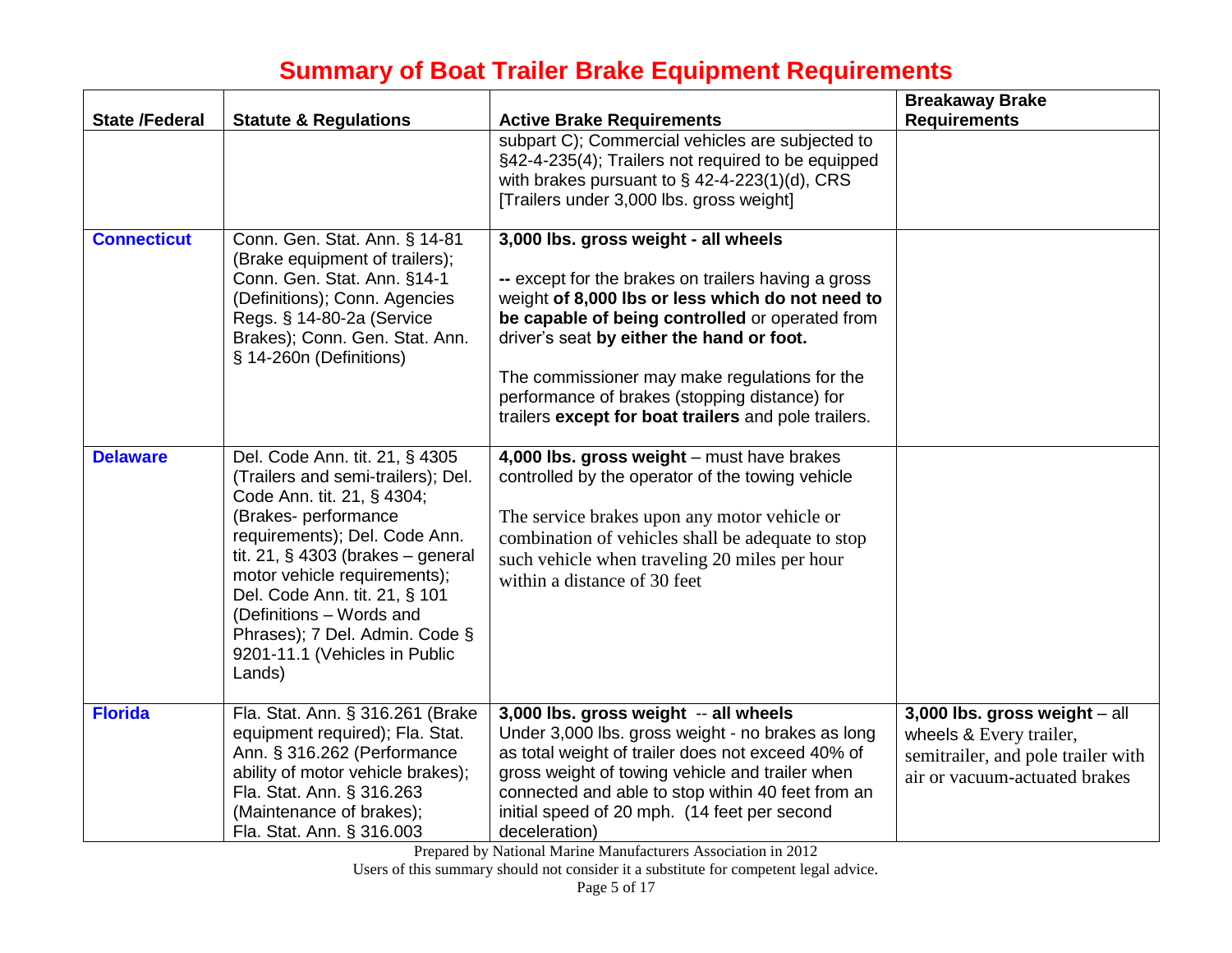# Summary of Boat Trailer Brake Equipment Requirements

| State /Federal | Statute & Regulations | Active Brake Requirements | Breakaway Brake Requirements |
|---|---|---|---|
| | | subpart C); Commercial vehicles are subjected to §42-4-235(4); Trailers not required to be equipped with brakes pursuant to § 42-4-223(1)(d), CRS [Trailers under 3,000 lbs. gross weight] | |
| **Connecticut** | Conn. Gen. Stat. Ann. § 14-81 (Brake equipment of trailers); Conn. Gen. Stat. Ann. §14-1 (Definitions); Conn. Agencies Regs. § 14-80-2a (Service Brakes); Conn. Gen. Stat. Ann. § 14-260n (Definitions) | **3,000 lbs. gross weight - all wheels**<br><br>**--** except for the brakes on trailers having a gross weight **of 8,000 lbs or less which do not need to be capable of being controlled** or operated from driver's seat **by either the hand or foot.**<br><br>The commissioner may make regulations for the performance of brakes (stopping distance) for trailers **except for boat trailers** and pole trailers. | |
| **Delaware** | Del. Code Ann. tit. 21, § 4305 (Trailers and semi-trailers); Del. Code Ann. tit. 21, § 4304; (Brakes- performance requirements); Del. Code Ann. tit. 21, § 4303 (brakes – general motor vehicle requirements); Del. Code Ann. tit. 21, § 101 (Definitions – Words and Phrases); 7 Del. Admin. Code § 9201-11.1 (Vehicles in Public Lands) | **4,000 lbs. gross weight** – must have brakes controlled by the operator of the towing vehicle<br><br>The service brakes upon any motor vehicle or combination of vehicles shall be adequate to stop such vehicle when traveling 20 miles per hour within a distance of 30 feet | |
| **Florida** | Fla. Stat. Ann. § 316.261 (Brake equipment required); Fla. Stat. Ann. § 316.262 (Performance ability of motor vehicle brakes); Fla. Stat. Ann. § 316.263 (Maintenance of brakes); Fla. Stat. Ann. § 316.003 | **3,000 lbs. gross weight** -- **all wheels**<br>Under 3,000 lbs. gross weight - no brakes as long as total weight of trailer does not exceed 40% of gross weight of towing vehicle and trailer when connected and able to stop within 40 feet from an initial speed of 20 mph. (14 feet per second deceleration) | **3,000 lbs. gross weight** – all wheels & Every trailer, semitrailer, and pole trailer with air or vacuum-actuated brakes |

Prepared by National Marine Manufacturers Association in 2012

Users of this summary should not consider it a substitute for competent legal advice.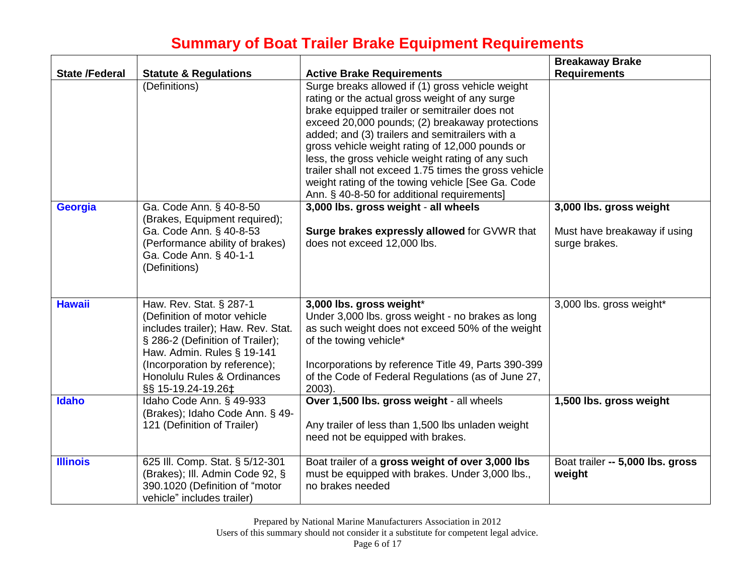# Summary of Boat Trailer Brake Equipment Requirements

| State /Federal | Statute & Regulations | Active Brake Requirements | Breakaway Brake Requirements |
|---|---|---|---|
| | (Definitions) | Surge breaks allowed if (1) gross vehicle weight rating or the actual gross weight of any surge brake equipped trailer or semitrailer does not exceed 20,000 pounds; (2) breakaway protections added; and (3) trailers and semitrailers with a gross vehicle weight rating of 12,000 pounds or less, the gross vehicle weight rating of any such trailer shall not exceed 1.75 times the gross vehicle weight rating of the towing vehicle [See Ga. Code Ann. § 40-8-50 for additional requirements] | |
| **Georgia** | Ga. Code Ann. § 40-8-50 (Brakes, Equipment required); Ga. Code Ann. § 40-8-53 (Performance ability of brakes) Ga. Code Ann. § 40-1-1 (Definitions) | **3,000 lbs. gross weight** - **all wheels**<br><br>**Surge brakes expressly allowed** for GVWR that does not exceed 12,000 lbs. | **3,000 lbs. gross weight**<br><br>Must have breakaway if using surge brakes. |
| **Hawaii** | Haw. Rev. Stat. § 287-1 (Definition of motor vehicle includes trailer); Haw. Rev. Stat. § 286-2 (Definition of Trailer); Haw. Admin. Rules § 19-141 (Incorporation by reference); Honolulu Rules & Ordinances §§ 15-19.24-19.26‡ | **3,000 lbs. gross weight***<br>Under 3,000 lbs. gross weight - no brakes as long as such weight does not exceed 50% of the weight of the towing vehicle*<br><br>Incorporations by reference Title 49, Parts 390-399 of the Code of Federal Regulations (as of June 27, 2003). | 3,000 lbs. gross weight* |
| **Idaho** | Idaho Code Ann. § 49-933 (Brakes); Idaho Code Ann. § 49-121 (Definition of Trailer) | **Over 1,500 lbs. gross weight** - all wheels<br><br>Any trailer of less than 1,500 lbs unladen weight need not be equipped with brakes. | **1,500 lbs. gross weight** |
| **Illinois** | 625 Ill. Comp. Stat. § 5/12-301 (Brakes); Ill. Admin Code 92, § 390.1020 (Definition of "motor vehicle" includes trailer) | Boat trailer of a **gross weight of over 3,000 lbs** must be equipped with brakes. Under 3,000 lbs., no brakes needed | Boat trailer **-- 5,000 lbs. gross weight** |

Prepared by National Marine Manufacturers Association in 2012
Users of this summary should not consider it a substitute for competent legal advice.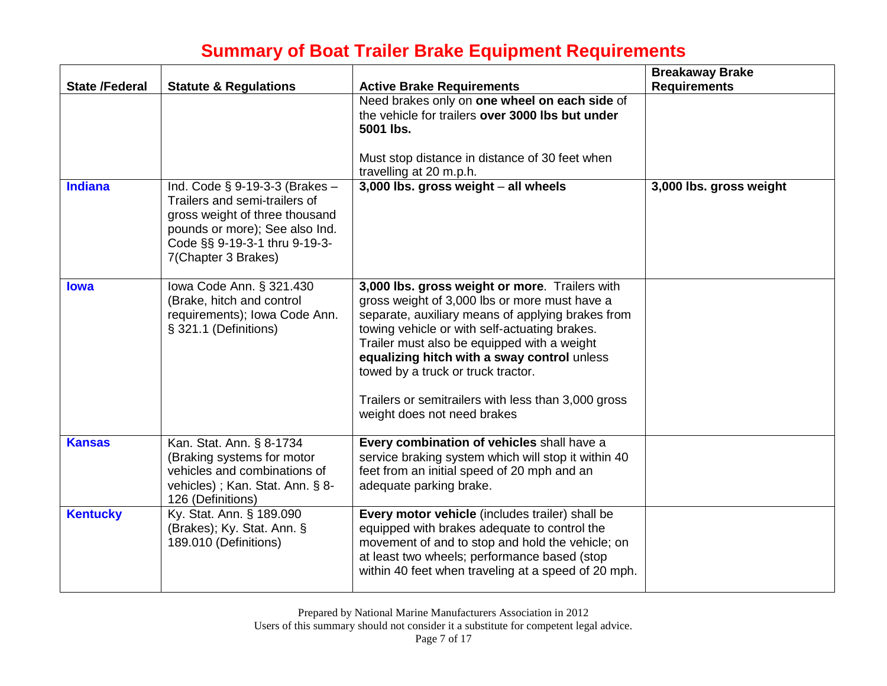# Summary of Boat Trailer Brake Equipment Requirements

| State /Federal | Statute & Regulations | Active Brake Requirements | Breakaway Brake Requirements |
|---|---|---|---|
| | | Need brakes only on **one wheel on each side** of the vehicle for trailers **over 3000 lbs but under 5001 lbs.**<br><br>Must stop distance in distance of 30 feet when travelling at 20 m.p.h. | |
| **Indiana** | Ind. Code § 9-19-3-3 (Brakes – Trailers and semi-trailers of gross weight of three thousand pounds or more); See also Ind. Code §§ 9-19-3-1 thru 9-19-3-7(Chapter 3 Brakes) | **3,000 lbs. gross weight** – **all wheels** | **3,000 lbs. gross weight** |
| **Iowa** | Iowa Code Ann. § 321.430 (Brake, hitch and control requirements); Iowa Code Ann. § 321.1 (Definitions) | **3,000 lbs. gross weight or more**. Trailers with gross weight of 3,000 lbs or more must have a separate, auxiliary means of applying brakes from towing vehicle or with self-actuating brakes. Trailer must also be equipped with a weight **equalizing hitch with a sway control** unless towed by a truck or truck tractor.<br><br>Trailers or semitrailers with less than 3,000 gross weight does not need brakes | |
| **Kansas** | Kan. Stat. Ann. § 8-1734 (Braking systems for motor vehicles and combinations of vehicles) ; Kan. Stat. Ann. § 8-126 (Definitions) | **Every combination of vehicles** shall have a service braking system which will stop it within 40 feet from an initial speed of 20 mph and an adequate parking brake. | |
| **Kentucky** | Ky. Stat. Ann. § 189.090 (Brakes); Ky. Stat. Ann. § 189.010 (Definitions) | **Every motor vehicle** (includes trailer) shall be equipped with brakes adequate to control the movement of and to stop and hold the vehicle; on at least two wheels; performance based (stop within 40 feet when traveling at a speed of 20 mph. | |

Prepared by National Marine Manufacturers Association in 2012
Users of this summary should not consider it a substitute for competent legal advice.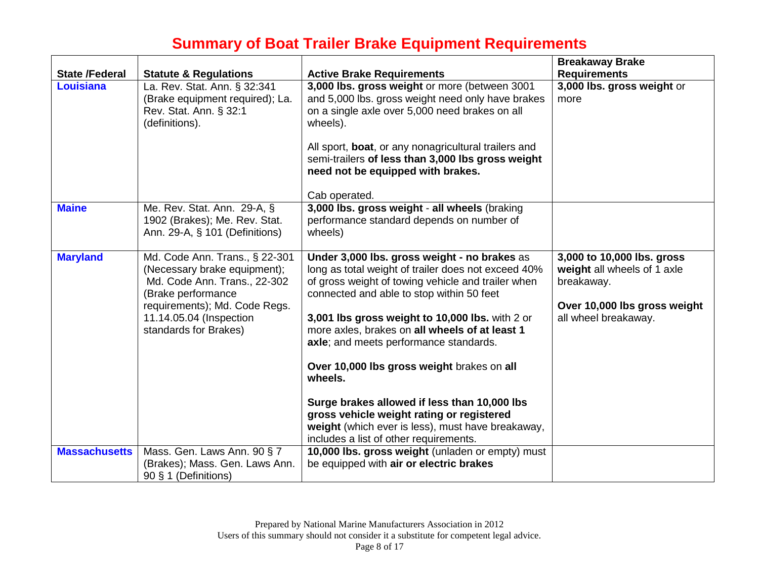# Summary of Boat Trailer Brake Equipment Requirements

| State /Federal | Statute & Regulations | Active Brake Requirements | Breakaway Brake Requirements |
|---|---|---|---|
| **Louisiana** | La. Rev. Stat. Ann. § 32:341 (Brake equipment required); La. Rev. Stat. Ann. § 32:1 (definitions). | **3,000 lbs. gross weight** or more (between 3001 and 5,000 lbs. gross weight need only have brakes on a single axle over 5,000 need brakes on all wheels).<br><br>All sport, **boat**, or any nonagricultural trailers and semi-trailers **of less than 3,000 lbs gross weight need not be equipped with brakes.**<br><br>Cab operated. | **3,000 lbs. gross weight** or more |
| **Maine** | Me. Rev. Stat. Ann. 29-A, § 1902 (Brakes); Me. Rev. Stat. Ann. 29-A, § 101 (Definitions) | **3,000 lbs. gross weight** - **all wheels** (braking performance standard depends on number of wheels) | |
| **Maryland** | Md. Code Ann. Trans., § 22-301 (Necessary brake equipment); Md. Code Ann. Trans., 22-302 (Brake performance requirements); Md. Code Regs. 11.14.05.04 (Inspection standards for Brakes) | **Under 3,000 lbs. gross weight - no brakes** as long as total weight of trailer does not exceed 40% of gross weight of towing vehicle and trailer when connected and able to stop within 50 feet<br><br>**3,001 lbs gross weight to 10,000 lbs.** with 2 or more axles, brakes on **all wheels of at least 1 axle**; and meets performance standards.<br><br>**Over 10,000 lbs gross weight** brakes on **all wheels.**<br><br>**Surge brakes allowed if less than 10,000 lbs gross vehicle weight rating or registered weight** (which ever is less), must have breakaway, includes a list of other requirements. | **3,000 to 10,000 lbs. gross weight** all wheels of 1 axle breakaway.<br><br>**Over 10,000 lbs gross weight** all wheel breakaway. |
| **Massachusetts** | Mass. Gen. Laws Ann. 90 § 7 (Brakes); Mass. Gen. Laws Ann. 90 § 1 (Definitions) | **10,000 lbs. gross weight** (unladen or empty) must be equipped with **air or electric brakes** | |

Prepared by National Marine Manufacturers Association in 2012
Users of this summary should not consider it a substitute for competent legal advice.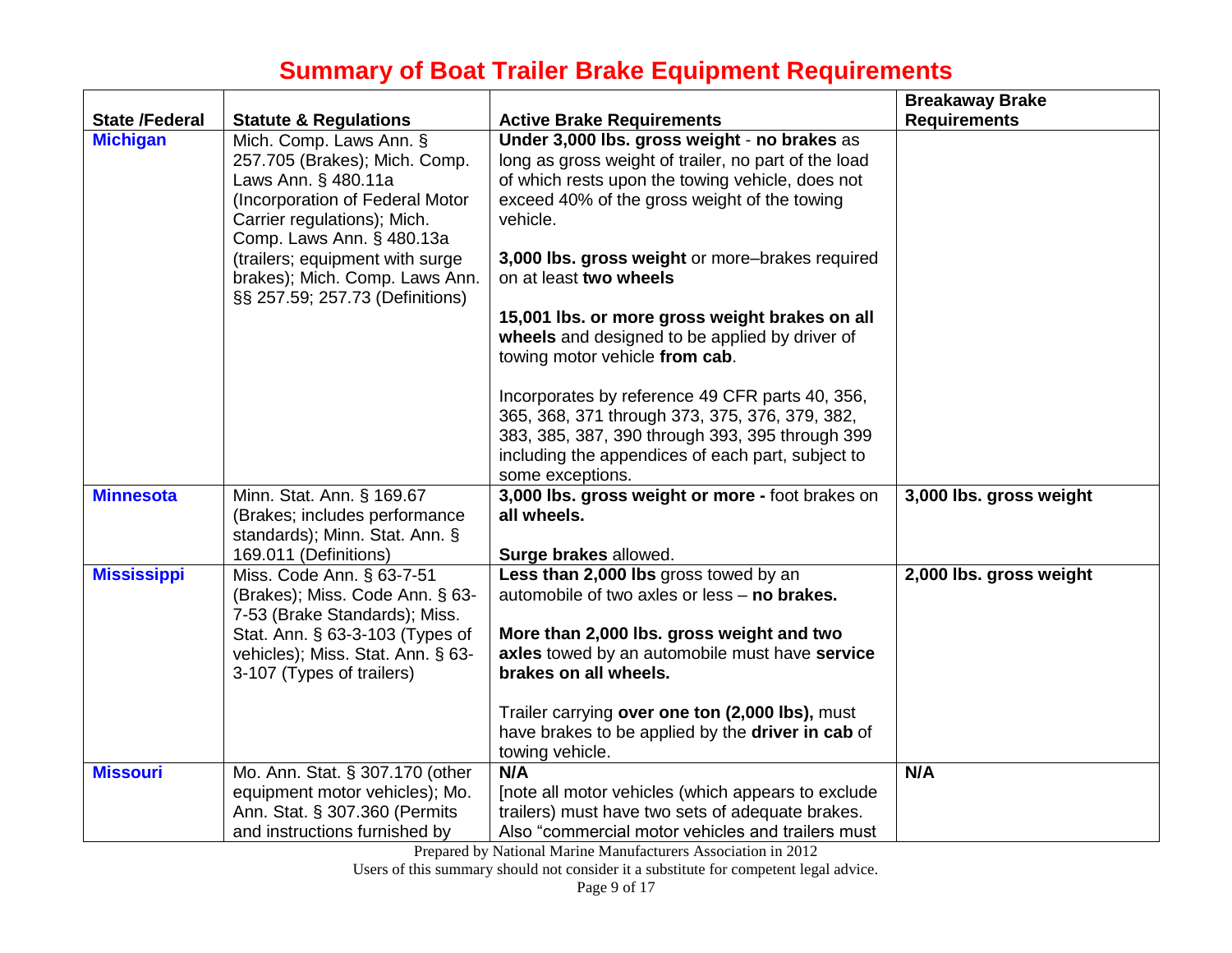# Summary of Boat Trailer Brake Equipment Requirements

| State /Federal | Statute & Regulations | Active Brake Requirements | Breakaway Brake Requirements |
|---|---|---|---|
| **Michigan** | Mich. Comp. Laws Ann. § 257.705 (Brakes); Mich. Comp. Laws Ann. § 480.11a (Incorporation of Federal Motor Carrier regulations); Mich. Comp. Laws Ann. § 480.13a (trailers; equipment with surge brakes); Mich. Comp. Laws Ann. §§ 257.59; 257.73 (Definitions) | **Under 3,000 lbs. gross weight** - **no brakes** as long as gross weight of trailer, no part of the load of which rests upon the towing vehicle, does not exceed 40% of the gross weight of the towing vehicle.<br><br>**3,000 lbs. gross weight** or more–brakes required on at least **two wheels**<br><br>**15,001 lbs. or more gross weight brakes on all wheels** and designed to be applied by driver of towing motor vehicle **from cab**.<br><br>Incorporates by reference 49 CFR parts 40, 356, 365, 368, 371 through 373, 375, 376, 379, 382, 383, 385, 387, 390 through 393, 395 through 399 including the appendices of each part, subject to some exceptions. | |
| **Minnesota** | Minn. Stat. Ann. § 169.67 (Brakes; includes performance standards); Minn. Stat. Ann. § 169.011 (Definitions) | **3,000 lbs. gross weight or more -** foot brakes on **all wheels.**<br><br>**Surge brakes** allowed. | **3,000 lbs. gross weight** |
| **Mississippi** | Miss. Code Ann. § 63-7-51 (Brakes); Miss. Code Ann. § 63-7-53 (Brake Standards); Miss. Stat. Ann. § 63-3-103 (Types of vehicles); Miss. Stat. Ann. § 63-3-107 (Types of trailers) | **Less than 2,000 lbs** gross towed by an automobile of two axles or less – **no brakes.**<br><br>**More than 2,000 lbs. gross weight and two axles** towed by an automobile must have **service brakes on all wheels.**<br><br>Trailer carrying **over one ton (2,000 lbs),** must have brakes to be applied by the **driver in cab** of towing vehicle. | **2,000 lbs. gross weight** |
| **Missouri** | Mo. Ann. Stat. § 307.170 (other equipment motor vehicles); Mo. Ann. Stat. § 307.360 (Permits and instructions furnished by | **N/A**<br>[note all motor vehicles (which appears to exclude trailers) must have two sets of adequate brakes. Also "commercial motor vehicles and trailers must | **N/A** |

Prepared by National Marine Manufacturers Association in 2012

Users of this summary should not consider it a substitute for competent legal advice.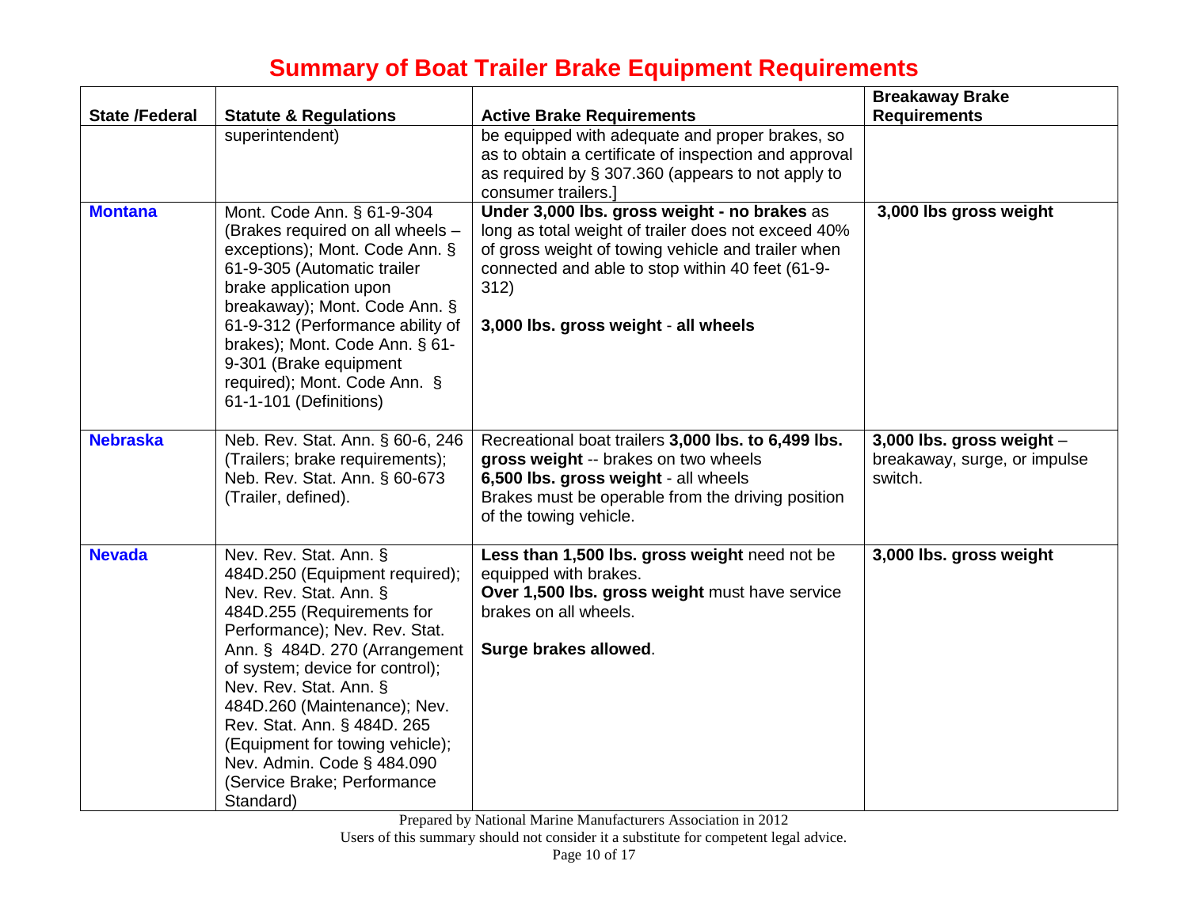# Summary of Boat Trailer Brake Equipment Requirements

| State /Federal | Statute & Regulations | Active Brake Requirements | Breakaway Brake Requirements |
|---|---|---|---|
| | superintendent) | be equipped with adequate and proper brakes, so as to obtain a certificate of inspection and approval as required by § 307.360 (appears to not apply to consumer trailers.] | |
| **Montana** | Mont. Code Ann. § 61-9-304 (Brakes required on all wheels – exceptions); Mont. Code Ann. § 61-9-305 (Automatic trailer brake application upon breakaway); Mont. Code Ann. § 61-9-312 (Performance ability of brakes); Mont. Code Ann. § 61-9-301 (Brake equipment required); Mont. Code Ann. § 61-1-101 (Definitions) | **Under 3,000 lbs. gross weight - no brakes** as long as total weight of trailer does not exceed 40% of gross weight of towing vehicle and trailer when connected and able to stop within 40 feet (61-9-312)<br><br>**3,000 lbs. gross weight** - **all wheels** | **3,000 lbs gross weight** |
| **Nebraska** | Neb. Rev. Stat. Ann. § 60-6, 246 (Trailers; brake requirements); Neb. Rev. Stat. Ann. § 60-673 (Trailer, defined). | Recreational boat trailers **3,000 lbs. to 6,499 lbs. gross weight** -- brakes on two wheels<br>**6,500 lbs. gross weight** - all wheels<br>Brakes must be operable from the driving position of the towing vehicle. | **3,000 lbs. gross weight** – breakaway, surge, or impulse switch. |
| **Nevada** | Nev. Rev. Stat. Ann. § 484D.250 (Equipment required); Nev. Rev. Stat. Ann. § 484D.255 (Requirements for Performance); Nev. Rev. Stat. Ann. § 484D. 270 (Arrangement of system; device for control); Nev. Rev. Stat. Ann. § 484D.260 (Maintenance); Nev. Rev. Stat. Ann. § 484D. 265 (Equipment for towing vehicle); Nev. Admin. Code § 484.090 (Service Brake; Performance Standard) | **Less than 1,500 lbs. gross weight** need not be equipped with brakes.<br>**Over 1,500 lbs. gross weight** must have service brakes on all wheels.<br><br>**Surge brakes allowed**. | **3,000 lbs. gross weight** |

Prepared by National Marine Manufacturers Association in 2012

Users of this summary should not consider it a substitute for competent legal advice.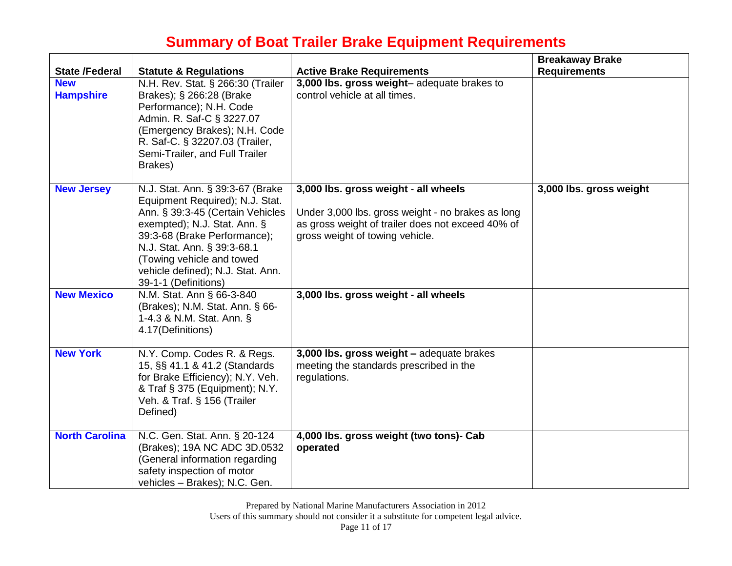# Summary of Boat Trailer Brake Equipment Requirements

| State /Federal | Statute & Regulations | Active Brake Requirements | Breakaway Brake Requirements |
|---|---|---|---|
| **New Hampshire** | N.H. Rev. Stat. § 266:30 (Trailer Brakes); § 266:28 (Brake Performance); N.H. Code Admin. R. Saf-C § 3227.07 (Emergency Brakes); N.H. Code R. Saf-C. § 32207.03 (Trailer, Semi-Trailer, and Full Trailer Brakes) | **3,000 lbs. gross weight**– adequate brakes to control vehicle at all times. | |
| **New Jersey** | N.J. Stat. Ann. § 39:3-67 (Brake Equipment Required); N.J. Stat. Ann. § 39:3-45 (Certain Vehicles exempted); N.J. Stat. Ann. § 39:3-68 (Brake Performance); N.J. Stat. Ann. § 39:3-68.1 (Towing vehicle and towed vehicle defined); N.J. Stat. Ann. 39-1-1 (Definitions) | **3,000 lbs. gross weight** - **all wheels**<br><br>Under 3,000 lbs. gross weight - no brakes as long as gross weight of trailer does not exceed 40% of gross weight of towing vehicle. | **3,000 lbs. gross weight** |
| **New Mexico** | N.M. Stat. Ann § 66-3-840 (Brakes); N.M. Stat. Ann. § 66-1-4.3 & N.M. Stat. Ann. § 4.17(Definitions) | **3,000 lbs. gross weight - all wheels** | |
| **New York** | N.Y. Comp. Codes R. & Regs. 15, §§ 41.1 & 41.2 (Standards for Brake Efficiency); N.Y. Veh. & Traf § 375 (Equipment); N.Y. Veh. & Traf. § 156 (Trailer Defined) | **3,000 lbs. gross weight –** adequate brakes meeting the standards prescribed in the regulations. | |
| **North Carolina** | N.C. Gen. Stat. Ann. § 20-124 (Brakes); 19A NC ADC 3D.0532 (General information regarding safety inspection of motor vehicles – Brakes); N.C. Gen. | **4,000 lbs. gross weight (two tons)- Cab operated** | |

Prepared by National Marine Manufacturers Association in 2012
Users of this summary should not consider it a substitute for competent legal advice.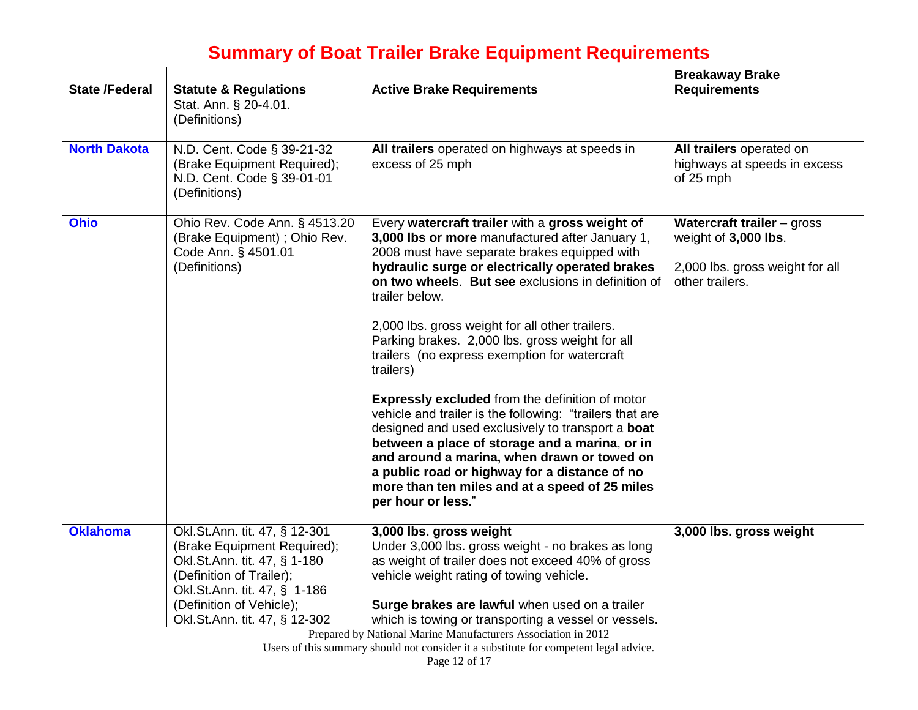# Summary of Boat Trailer Brake Equipment Requirements

| State /Federal | Statute & Regulations | Active Brake Requirements | Breakaway Brake Requirements |
|---|---|---|---|
| | Stat. Ann. § 20-4.01. (Definitions) | | |
| **North Dakota** | N.D. Cent. Code § 39-21-32 (Brake Equipment Required); N.D. Cent. Code § 39-01-01 (Definitions) | **All trailers** operated on highways at speeds in excess of 25 mph | **All trailers** operated on highways at speeds in excess of 25 mph |
| **Ohio** | Ohio Rev. Code Ann. § 4513.20 (Brake Equipment) ; Ohio Rev. Code Ann. § 4501.01 (Definitions) | Every **watercraft trailer** with a **gross weight of 3,000 lbs or more** manufactured after January 1, 2008 must have separate brakes equipped with **hydraulic surge or electrically operated brakes on two wheels**. **But see** exclusions in definition of trailer below.<br><br>2,000 lbs. gross weight for all other trailers. Parking brakes. 2,000 lbs. gross weight for all trailers (no express exemption for watercraft trailers)<br><br>**Expressly excluded** from the definition of motor vehicle and trailer is the following: "trailers that are designed and used exclusively to transport a **boat between a place of storage and a marina**, **or in and around a marina, when drawn or towed on a public road or highway for a distance of no more than ten miles and at a speed of 25 miles per hour or less**." | **Watercraft trailer** – gross weight of **3,000 lbs**.<br><br>2,000 lbs. gross weight for all other trailers. |
| **Oklahoma** | Okl.St.Ann. tit. 47, § 12-301 (Brake Equipment Required); Okl.St.Ann. tit. 47, § 1-180 (Definition of Trailer); Okl.St.Ann. tit. 47, § 1-186 (Definition of Vehicle); Okl.St.Ann. tit. 47, § 12-302 | **3,000 lbs. gross weight**<br>Under 3,000 lbs. gross weight - no brakes as long as weight of trailer does not exceed 40% of gross vehicle weight rating of towing vehicle.<br><br>**Surge brakes are lawful** when used on a trailer which is towing or transporting a vessel or vessels. | **3,000 lbs. gross weight** |

Prepared by National Marine Manufacturers Association in 2012

Users of this summary should not consider it a substitute for competent legal advice.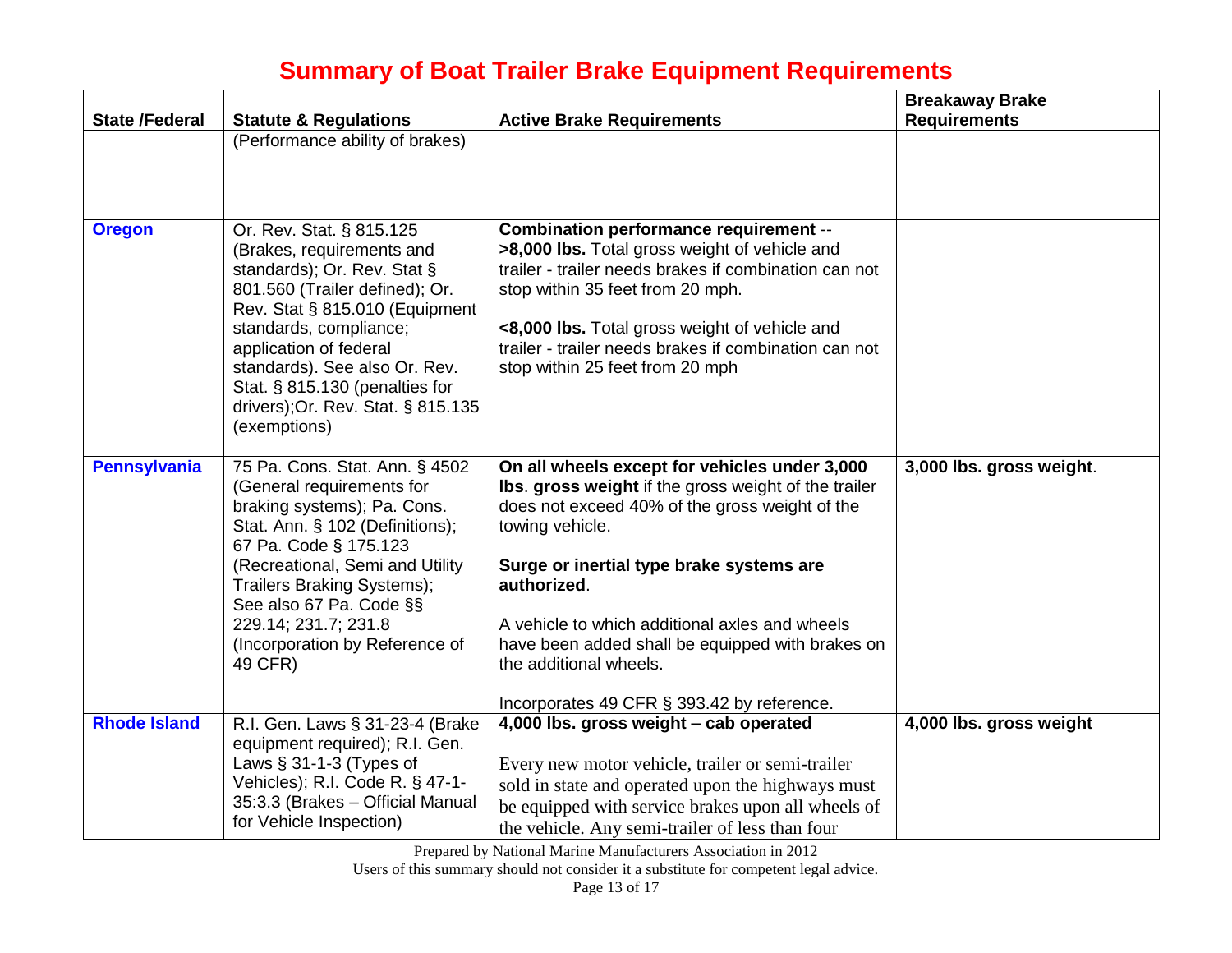# Summary of Boat Trailer Brake Equipment Requirements

| State /Federal | Statute & Regulations | Active Brake Requirements | Breakaway Brake Requirements |
|---|---|---|---|
| | (Performance ability of brakes) | | |
| **Oregon** | Or. Rev. Stat. § 815.125 (Brakes, requirements and standards); Or. Rev. Stat § 801.560 (Trailer defined); Or. Rev. Stat § 815.010 (Equipment standards, compliance; application of federal standards). See also Or. Rev. Stat. § 815.130 (penalties for drivers);Or. Rev. Stat. § 815.135 (exemptions) | **Combination performance requirement** -- **>8,000 lbs.** Total gross weight of vehicle and trailer - trailer needs brakes if combination can not stop within 35 feet from 20 mph.<br><br>**<8,000 lbs.** Total gross weight of vehicle and trailer - trailer needs brakes if combination can not stop within 25 feet from 20 mph | |
| **Pennsylvania** | 75 Pa. Cons. Stat. Ann. § 4502 (General requirements for braking systems); Pa. Cons. Stat. Ann. § 102 (Definitions); 67 Pa. Code § 175.123 (Recreational, Semi and Utility Trailers Braking Systems); See also 67 Pa. Code §§ 229.14; 231.7; 231.8 (Incorporation by Reference of 49 CFR) | **On all wheels except for vehicles under 3,000 lbs**. **gross weight** if the gross weight of the trailer does not exceed 40% of the gross weight of the towing vehicle.<br><br>**Surge or inertial type brake systems are authorized**.<br><br>A vehicle to which additional axles and wheels have been added shall be equipped with brakes on the additional wheels.<br><br>Incorporates 49 CFR § 393.42 by reference. | **3,000 lbs. gross weight**. |
| **Rhode Island** | R.I. Gen. Laws § 31-23-4 (Brake equipment required); R.I. Gen. Laws § 31-1-3 (Types of Vehicles); R.I. Code R. § 47-1-35:3.3 (Brakes – Official Manual for Vehicle Inspection) | **4,000 lbs. gross weight – cab operated**<br><br>Every new motor vehicle, trailer or semi-trailer sold in state and operated upon the highways must be equipped with service brakes upon all wheels of the vehicle. Any semi-trailer of less than four | **4,000 lbs. gross weight** |

Prepared by National Marine Manufacturers Association in 2012

Users of this summary should not consider it a substitute for competent legal advice.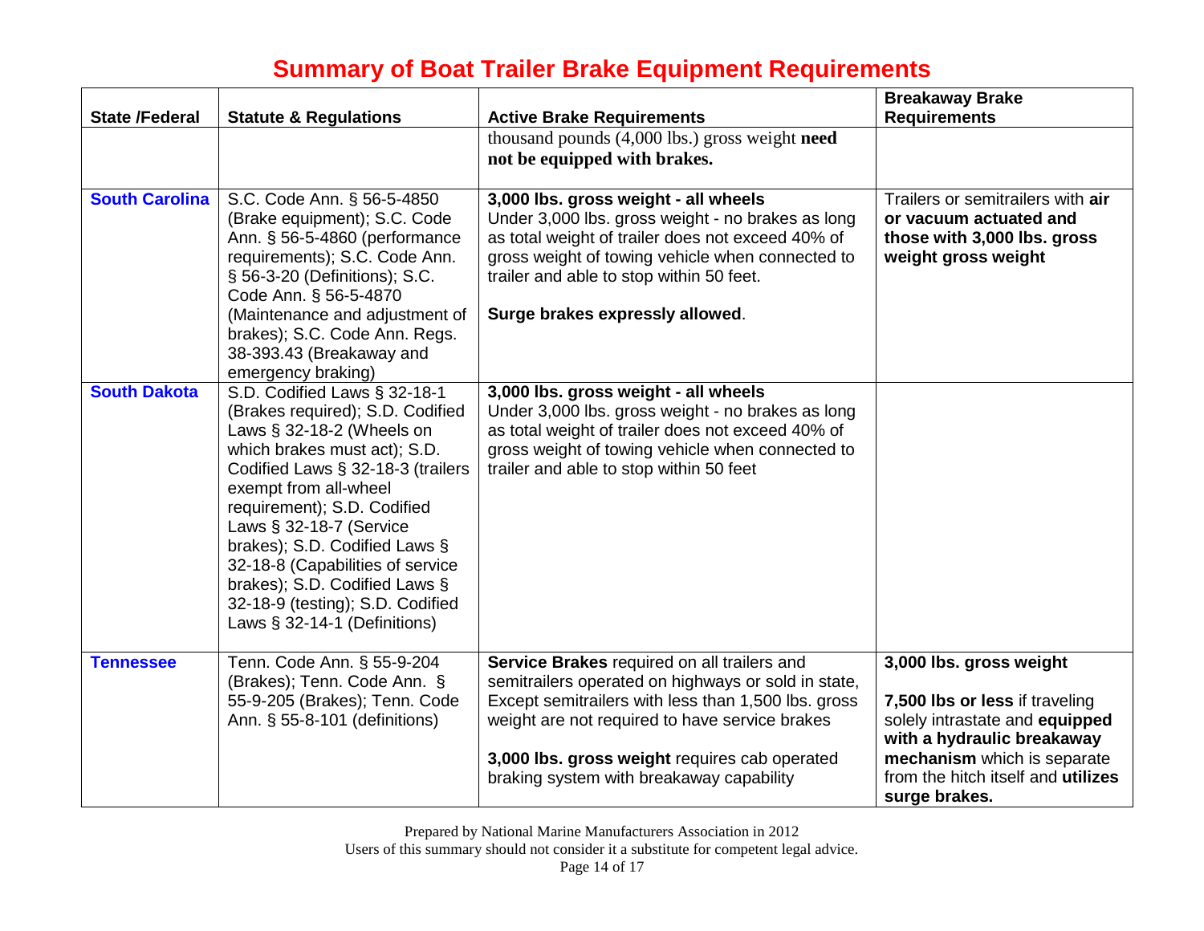# Summary of Boat Trailer Brake Equipment Requirements

| State /Federal | Statute & Regulations | Active Brake Requirements | Breakaway Brake Requirements |
|---|---|---|---|
| | | thousand pounds (4,000 lbs.) gross weight **need not be equipped with brakes.** | |
| **South Carolina** | S.C. Code Ann. § 56-5-4850 (Brake equipment); S.C. Code Ann. § 56-5-4860 (performance requirements); S.C. Code Ann. § 56-3-20 (Definitions); S.C. Code Ann. § 56-5-4870 (Maintenance and adjustment of brakes); S.C. Code Ann. Regs. 38-393.43 (Breakaway and emergency braking) | **3,000 lbs. gross weight - all wheels**<br>Under 3,000 lbs. gross weight - no brakes as long as total weight of trailer does not exceed 40% of gross weight of towing vehicle when connected to trailer and able to stop within 50 feet.<br><br>**Surge brakes expressly allowed**. | Trailers or semitrailers with **air or vacuum actuated and those with 3,000 lbs. gross weight gross weight** |
| **South Dakota** | S.D. Codified Laws § 32-18-1 (Brakes required); S.D. Codified Laws § 32-18-2 (Wheels on which brakes must act); S.D. Codified Laws § 32-18-3 (trailers exempt from all-wheel requirement); S.D. Codified Laws § 32-18-7 (Service brakes); S.D. Codified Laws § 32-18-8 (Capabilities of service brakes); S.D. Codified Laws § 32-18-9 (testing); S.D. Codified Laws § 32-14-1 (Definitions) | **3,000 lbs. gross weight - all wheels**<br>Under 3,000 lbs. gross weight - no brakes as long as total weight of trailer does not exceed 40% of gross weight of towing vehicle when connected to trailer and able to stop within 50 feet | |
| **Tennessee** | Tenn. Code Ann. § 55-9-204 (Brakes); Tenn. Code Ann. § 55-9-205 (Brakes); Tenn. Code Ann. § 55-8-101 (definitions) | **Service Brakes** required on all trailers and semitrailers operated on highways or sold in state, Except semitrailers with less than 1,500 lbs. gross weight are not required to have service brakes<br><br>**3,000 lbs. gross weight** requires cab operated braking system with breakaway capability | **3,000 lbs. gross weight**<br><br>**7,500 lbs or less** if traveling solely intrastate and **equipped with a hydraulic breakaway mechanism** which is separate from the hitch itself and **utilizes surge brakes.** |

Prepared by National Marine Manufacturers Association in 2012
Users of this summary should not consider it a substitute for competent legal advice.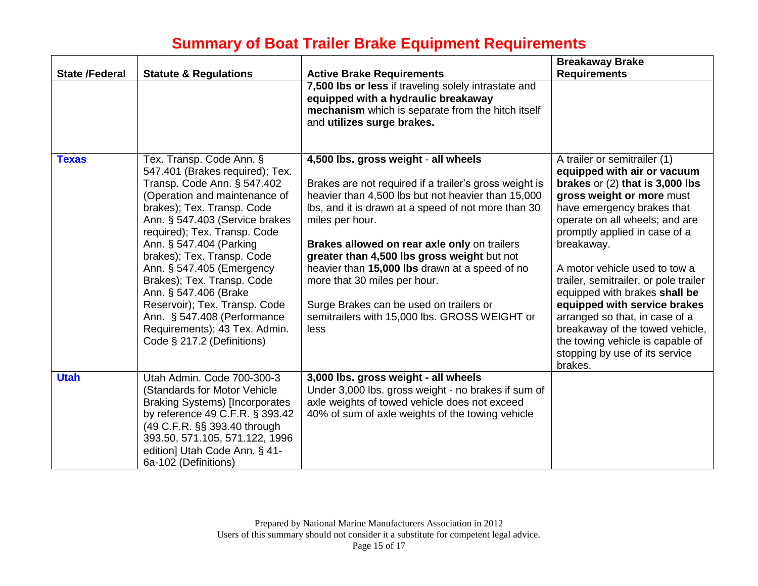# Summary of Boat Trailer Brake Equipment Requirements

| State /Federal | Statute & Regulations | Active Brake Requirements | Breakaway Brake Requirements |
|---|---|---|---|
| | | **7,500 lbs or less** if traveling solely intrastate and **equipped with a hydraulic breakaway mechanism** which is separate from the hitch itself and **utilizes surge brakes.** | |
| **Texas** | Tex. Transp. Code Ann. § 547.401 (Brakes required); Tex. Transp. Code Ann. § 547.402 (Operation and maintenance of brakes); Tex. Transp. Code Ann. § 547.403 (Service brakes required); Tex. Transp. Code Ann. § 547.404 (Parking brakes); Tex. Transp. Code Ann. § 547.405 (Emergency Brakes); Tex. Transp. Code Ann. § 547.406 (Brake Reservoir); Tex. Transp. Code Ann. § 547.408 (Performance Requirements); 43 Tex. Admin. Code § 217.2 (Definitions) | **4,500 lbs. gross weight** - **all wheels**<br><br>Brakes are not required if a trailer's gross weight is heavier than 4,500 lbs but not heavier than 15,000 lbs, and it is drawn at a speed of not more than 30 miles per hour.<br><br>**Brakes allowed on rear axle only** on trailers **greater than 4,500 lbs gross weight** but not heavier than **15,000 lbs** drawn at a speed of no more that 30 miles per hour.<br><br>Surge Brakes can be used on trailers or semitrailers with 15,000 lbs. GROSS WEIGHT or less | A trailer or semitrailer (1) **equipped with air or vacuum brakes** or (2) **that is 3,000 lbs gross weight or more** must have emergency brakes that operate on all wheels; and are promptly applied in case of a breakaway.<br><br>A motor vehicle used to tow a trailer, semitrailer, or pole trailer equipped with brakes **shall be equipped with service brakes** arranged so that, in case of a breakaway of the towed vehicle, the towing vehicle is capable of stopping by use of its service brakes. |
| **Utah** | Utah Admin. Code 700-300-3 (Standards for Motor Vehicle Braking Systems) [Incorporates by reference 49 C.F.R. § 393.42 (49 C.F.R. §§ 393.40 through 393.50, 571.105, 571.122, 1996 edition] Utah Code Ann. § 41-6a-102 (Definitions) | **3,000 lbs. gross weight - all wheels**<br>Under 3,000 lbs. gross weight - no brakes if sum of axle weights of towed vehicle does not exceed 40% of sum of axle weights of the towing vehicle | |

Prepared by National Marine Manufacturers Association in 2012
Users of this summary should not consider it a substitute for competent legal advice.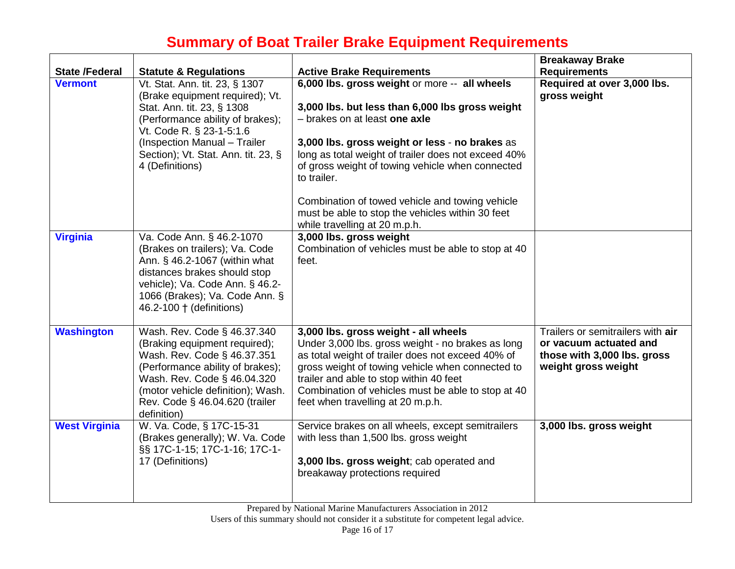# Summary of Boat Trailer Brake Equipment Requirements

| State /Federal | Statute & Regulations | Active Brake Requirements | Breakaway Brake Requirements |
|---|---|---|---|
| **Vermont** | Vt. Stat. Ann. tit. 23, § 1307 (Brake equipment required); Vt. Stat. Ann. tit. 23, § 1308 (Performance ability of brakes); Vt. Code R. § 23-1-5:1.6 (Inspection Manual – Trailer Section); Vt. Stat. Ann. tit. 23, § 4 (Definitions) | **6,000 lbs. gross weight** or more -- **all wheels**<br><br>**3,000 lbs. but less than 6,000 lbs gross weight** – brakes on at least **one axle**<br><br>**3,000 lbs. gross weight or less** - **no brakes** as long as total weight of trailer does not exceed 40% of gross weight of towing vehicle when connected to trailer.<br><br>Combination of towed vehicle and towing vehicle must be able to stop the vehicles within 30 feet while travelling at 20 m.p.h. | **Required at over 3,000 lbs. gross weight** |
| **Virginia** | Va. Code Ann. § 46.2-1070 (Brakes on trailers); Va. Code Ann. § 46.2-1067 (within what distances brakes should stop vehicle); Va. Code Ann. § 46.2-1066 (Brakes); Va. Code Ann. § 46.2-100 † (definitions) | **3,000 lbs. gross weight**<br>Combination of vehicles must be able to stop at 40 feet. | |
| **Washington** | Wash. Rev. Code § 46.37.340 (Braking equipment required); Wash. Rev. Code § 46.37.351 (Performance ability of brakes); Wash. Rev. Code § 46.04.320 (motor vehicle definition); Wash. Rev. Code § 46.04.620 (trailer definition) | **3,000 lbs. gross weight - all wheels**<br>Under 3,000 lbs. gross weight - no brakes as long as total weight of trailer does not exceed 40% of gross weight of towing vehicle when connected to trailer and able to stop within 40 feet<br>Combination of vehicles must be able to stop at 40 feet when travelling at 20 m.p.h. | Trailers or semitrailers with **air or vacuum actuated and those with 3,000 lbs. gross weight gross weight** |
| **West Virginia** | W. Va. Code, § 17C-15-31 (Brakes generally); W. Va. Code §§ 17C-1-15; 17C-1-16; 17C-1-17 (Definitions) | Service brakes on all wheels, except semitrailers with less than 1,500 lbs. gross weight<br><br>**3,000 lbs. gross weight**; cab operated and breakaway protections required | **3,000 lbs. gross weight** |

Prepared by National Marine Manufacturers Association in 2012

Users of this summary should not consider it a substitute for competent legal advice.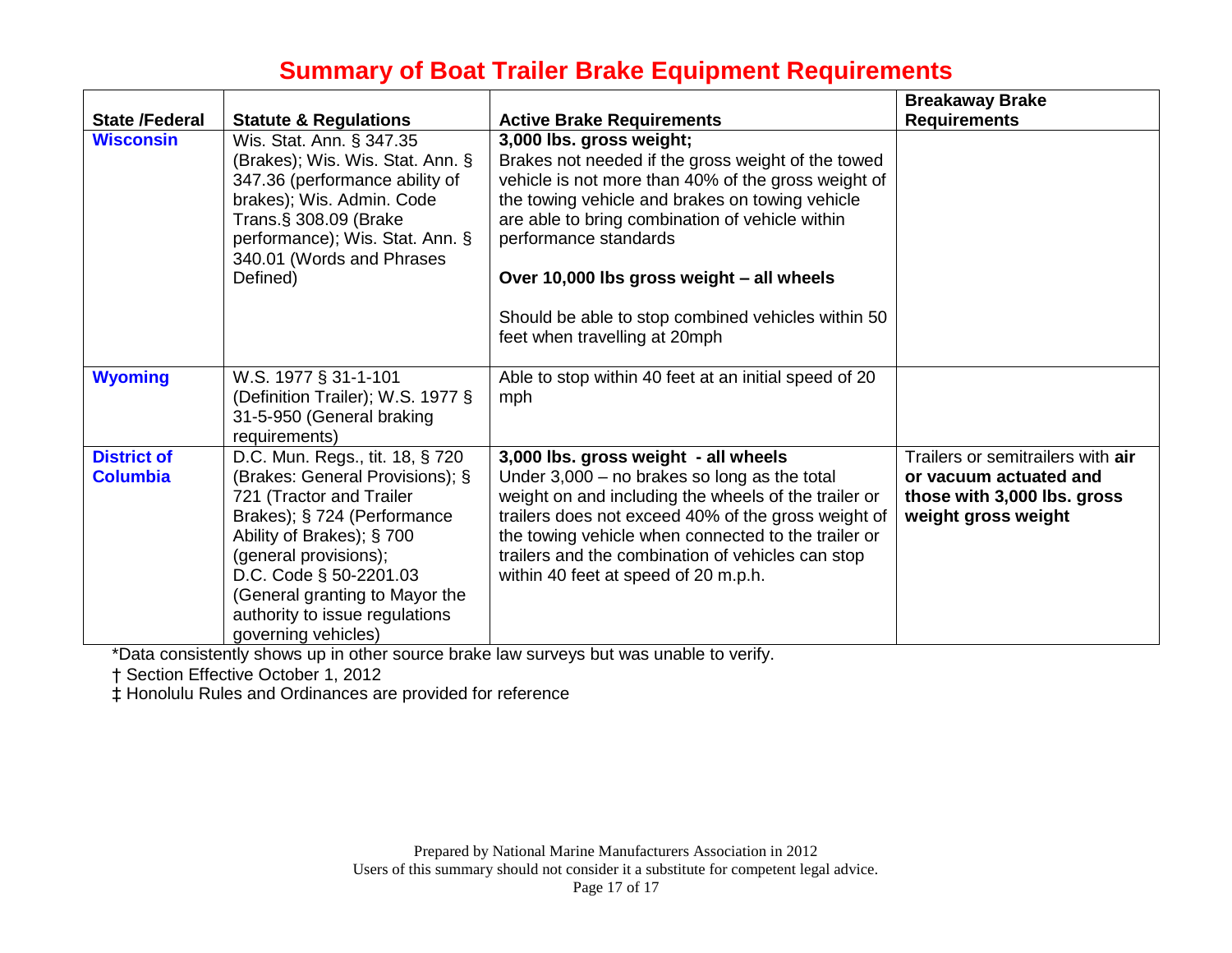# Summary of Boat Trailer Brake Equipment Requirements

| State /Federal | Statute & Regulations | Active Brake Requirements | Breakaway Brake Requirements |
|---|---|---|---|
| **Wisconsin** | Wis. Stat. Ann. § 347.35 (Brakes); Wis. Wis. Stat. Ann. § 347.36 (performance ability of brakes); Wis. Admin. Code Trans.§ 308.09 (Brake performance); Wis. Stat. Ann. § 340.01 (Words and Phrases Defined) | **3,000 lbs. gross weight;** Brakes not needed if the gross weight of the towed vehicle is not more than 40% of the gross weight of the towing vehicle and brakes on towing vehicle are able to bring combination of vehicle within performance standards<br><br>**Over 10,000 lbs gross weight – all wheels**<br><br>Should be able to stop combined vehicles within 50 feet when travelling at 20mph | |
| **Wyoming** | W.S. 1977 § 31-1-101 (Definition Trailer); W.S. 1977 § 31-5-950 (General braking requirements) | Able to stop within 40 feet at an initial speed of 20 mph | |
| **District of Columbia** | D.C. Mun. Regs., tit. 18, § 720 (Brakes: General Provisions); § 721 (Tractor and Trailer Brakes); § 724 (Performance Ability of Brakes); § 700 (general provisions); D.C. Code § 50-2201.03 (General granting to Mayor the authority to issue regulations governing vehicles) | **3,000 lbs. gross weight - all wheels**<br>Under 3,000 – no brakes so long as the total weight on and including the wheels of the trailer or trailers does not exceed 40% of the gross weight of the towing vehicle when connected to the trailer or trailers and the combination of vehicles can stop within 40 feet at speed of 20 m.p.h. | Trailers or semitrailers with **air or vacuum actuated and those with 3,000 lbs. gross weight gross weight** |

*Data consistently shows up in other source brake law surveys but was unable to verify.

† Section Effective October 1, 2012

‡ Honolulu Rules and Ordinances are provided for reference

Prepared by National Marine Manufacturers Association in 2012

Users of this summary should not consider it a substitute for competent legal advice.